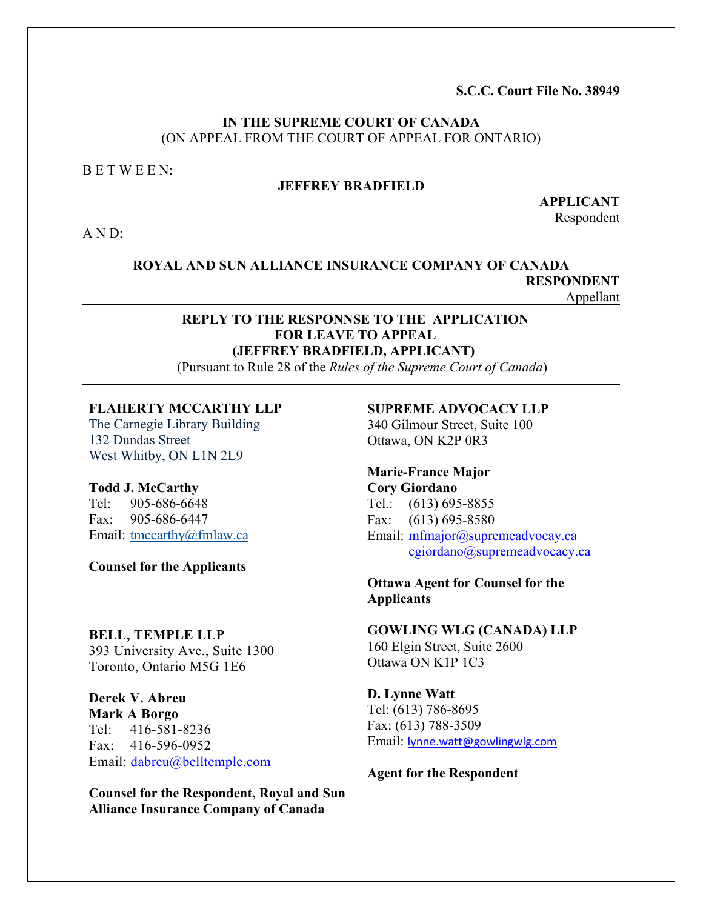**S.C.C. Court File No. 38949**

**IN THE SUPREME COURT OF CANADA**
(ON APPEAL FROM THE COURT OF APPEAL FOR ONTARIO)

B E T W E E N:

**JEFFREY BRADFIELD**

**APPLICANT**
Respondent

A N D:

**ROYAL AND SUN ALLIANCE INSURANCE COMPANY OF CANADA**

**RESPONDENT**
Appellant

---

**REPLY TO THE RESPONNSE TO THE APPLICATION FOR LEAVE TO APPEAL (JEFFREY BRADFIELD, APPLICANT)**
(Pursuant to Rule 28 of the *Rules of the Supreme Court of Canada*)

---

**FLAHERTY MCCARTHY LLP**
The Carnegie Library Building
132 Dundas Street
West Whitby, ON L1N 2L9

**Todd J. McCarthy**
Tel: 905-686-6648
Fax: 905-686-6447
Email: tmccarthy@fmlaw.ca

**Counsel for the Applicants**

**SUPREME ADVOCACY LLP**
340 Gilmour Street, Suite 100
Ottawa, ON K2P 0R3

**Marie-France Major**
**Cory Giordano**
Tel.: (613) 695-8855
Fax: (613) 695-8580
Email: mfmajor@supremeadvocay.ca
cgiordano@supremeadvocacy.ca

**Ottawa Agent for Counsel for the Applicants**

**BELL, TEMPLE LLP**
393 University Ave., Suite 1300
Toronto, Ontario M5G 1E6

**Derek V. Abreu**
**Mark A Borgo**
Tel: 416-581-8236
Fax: 416-596-0952
Email: dabreu@belltemple.com

**Counsel for the Respondent, Royal and Sun Alliance Insurance Company of Canada**

**GOWLING WLG (CANADA) LLP**
160 Elgin Street, Suite 2600
Ottawa ON K1P 1C3

**D. Lynne Watt**
Tel: (613) 786-8695
Fax: (613) 788-3509
Email: lynne.watt@gowlingwlg.com

**Agent for the Respondent**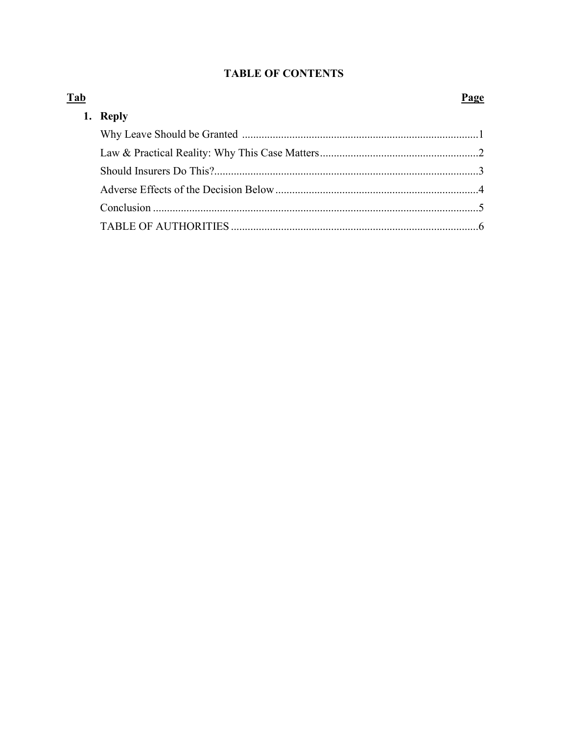## TABLE OF CONTENTS

| Tab | | Page |
|---|---|---|
| 1. | **Reply** | |
| | Why Leave Should be Granted | 1 |
| | Law & Practical Reality: Why This Case Matters | 2 |
| | Should Insurers Do This? | 3 |
| | Adverse Effects of the Decision Below | 4 |
| | Conclusion | 5 |
| | TABLE OF AUTHORITIES | 6 |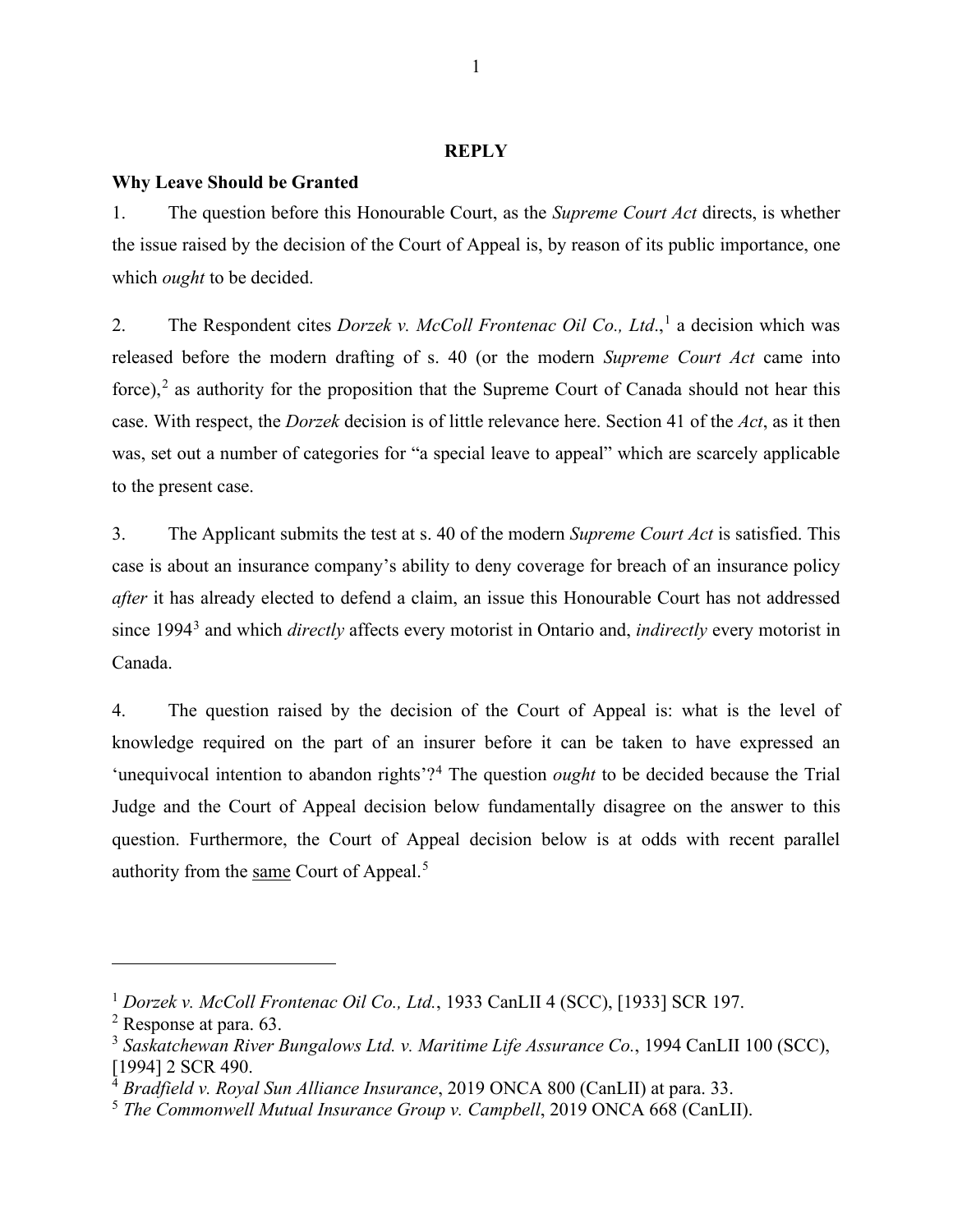## REPLY

### Why Leave Should be Granted

1. The question before this Honourable Court, as the *Supreme Court Act* directs, is whether the issue raised by the decision of the Court of Appeal is, by reason of its public importance, one which *ought* to be decided.

2. The Respondent cites *Dorzek v. McColl Frontenac Oil Co., Ltd.*,[1] a decision which was released before the modern drafting of s. 40 (or the modern *Supreme Court Act* came into force),[2] as authority for the proposition that the Supreme Court of Canada should not hear this case. With respect, the *Dorzek* decision is of little relevance here. Section 41 of the *Act*, as it then was, set out a number of categories for "a special leave to appeal" which are scarcely applicable to the present case.

3. The Applicant submits the test at s. 40 of the modern *Supreme Court Act* is satisfied. This case is about an insurance company's ability to deny coverage for breach of an insurance policy *after* it has already elected to defend a claim, an issue this Honourable Court has not addressed since 1994[3] and which *directly* affects every motorist in Ontario and, *indirectly* every motorist in Canada.

4. The question raised by the decision of the Court of Appeal is: what is the level of knowledge required on the part of an insurer before it can be taken to have expressed an 'unequivocal intention to abandon rights'?[4] The question *ought* to be decided because the Trial Judge and the Court of Appeal decision below fundamentally disagree on the answer to this question. Furthermore, the Court of Appeal decision below is at odds with recent parallel authority from the <u>same</u> Court of Appeal.[5]

---

[1] *Dorzek v. McColl Frontenac Oil Co., Ltd.*, 1933 CanLII 4 (SCC), [1933] SCR 197.

[2] Response at para. 63.

[3] *Saskatchewan River Bungalows Ltd. v. Maritime Life Assurance Co.*, 1994 CanLII 100 (SCC), [1994] 2 SCR 490.

[4] *Bradfield v. Royal Sun Alliance Insurance*, 2019 ONCA 800 (CanLII) at para. 33.

[5] *The Commonwell Mutual Insurance Group v. Campbell*, 2019 ONCA 668 (CanLII).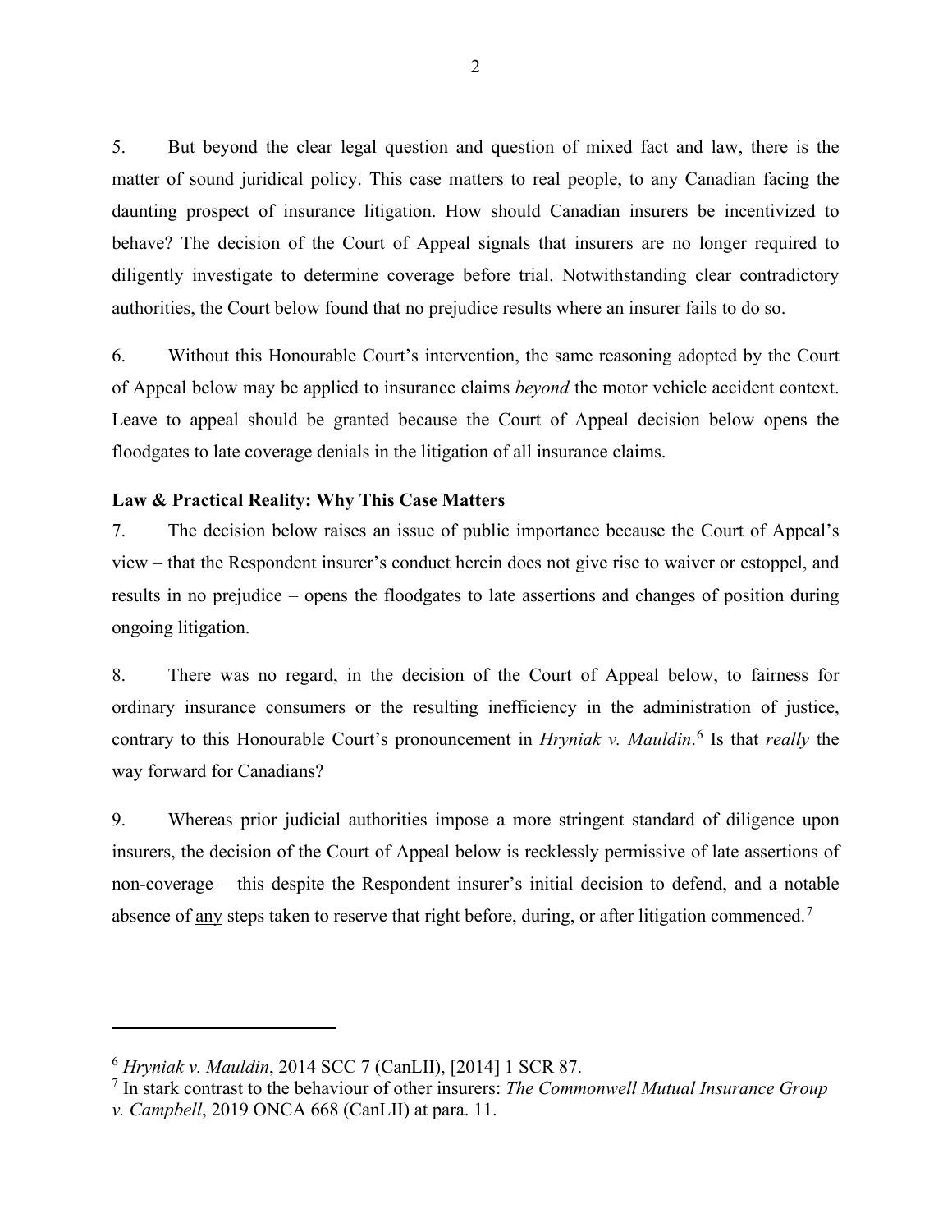5. But beyond the clear legal question and question of mixed fact and law, there is the matter of sound juridical policy. This case matters to real people, to any Canadian facing the daunting prospect of insurance litigation. How should Canadian insurers be incentivized to behave? The decision of the Court of Appeal signals that insurers are no longer required to diligently investigate to determine coverage before trial. Notwithstanding clear contradictory authorities, the Court below found that no prejudice results where an insurer fails to do so.

6. Without this Honourable Court's intervention, the same reasoning adopted by the Court of Appeal below may be applied to insurance claims *beyond* the motor vehicle accident context. Leave to appeal should be granted because the Court of Appeal decision below opens the floodgates to late coverage denials in the litigation of all insurance claims.

**Law & Practical Reality: Why This Case Matters**

7. The decision below raises an issue of public importance because the Court of Appeal's view – that the Respondent insurer's conduct herein does not give rise to waiver or estoppel, and results in no prejudice – opens the floodgates to late assertions and changes of position during ongoing litigation.

8. There was no regard, in the decision of the Court of Appeal below, to fairness for ordinary insurance consumers or the resulting inefficiency in the administration of justice, contrary to this Honourable Court's pronouncement in *Hryniak v. Mauldin*.[6] Is that *really* the way forward for Canadians?

9. Whereas prior judicial authorities impose a more stringent standard of diligence upon insurers, the decision of the Court of Appeal below is recklessly permissive of late assertions of non-coverage – this despite the Respondent insurer's initial decision to defend, and a notable absence of <u>any</u> steps taken to reserve that right before, during, or after litigation commenced.[7]

---

[6] *Hryniak v. Mauldin*, 2014 SCC 7 (CanLII), [2014] 1 SCR 87.

[7] In stark contrast to the behaviour of other insurers: *The Commonwell Mutual Insurance Group v. Campbell*, 2019 ONCA 668 (CanLII) at para. 11.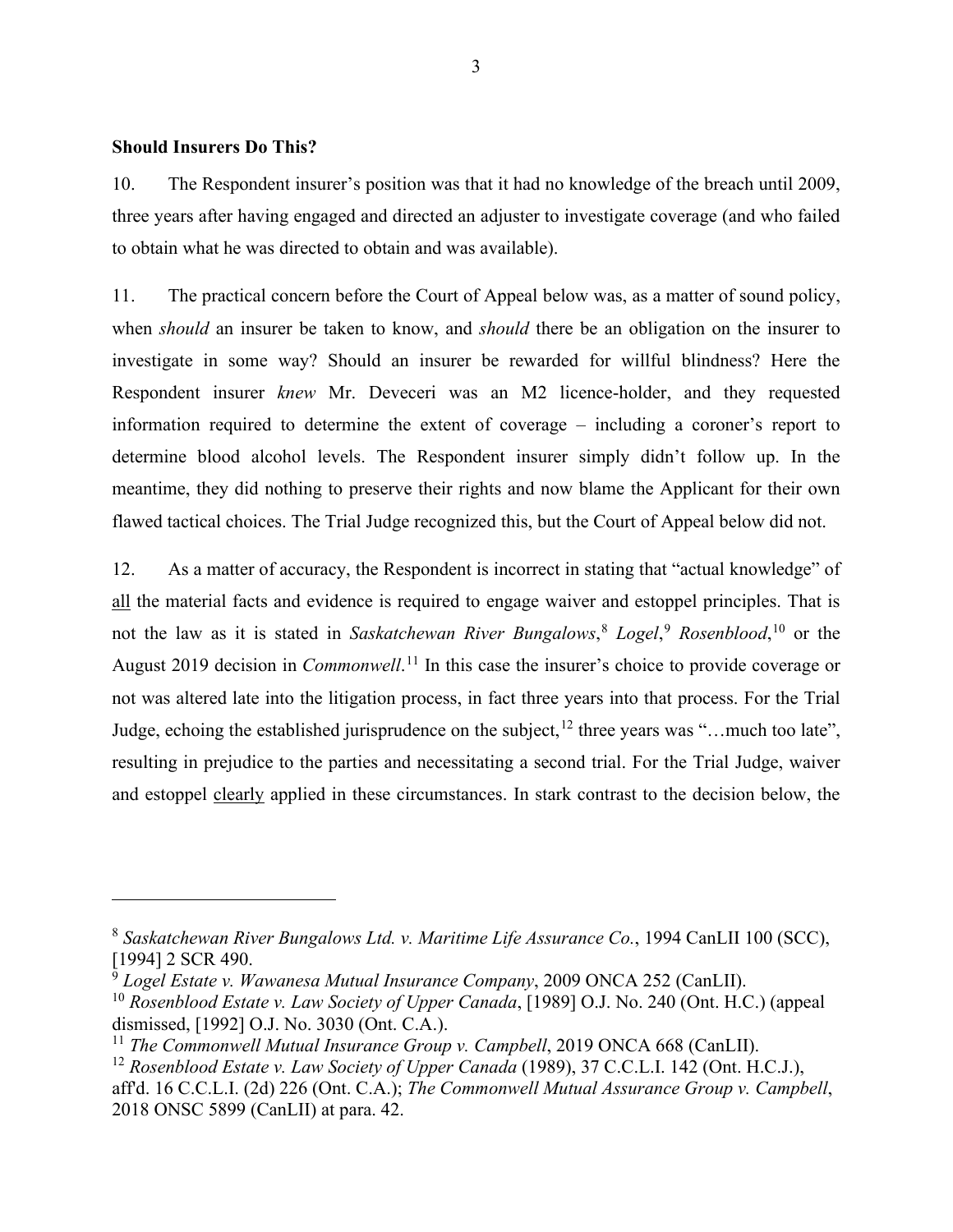**Should Insurers Do This?**

10. The Respondent insurer's position was that it had no knowledge of the breach until 2009, three years after having engaged and directed an adjuster to investigate coverage (and who failed to obtain what he was directed to obtain and was available).

11. The practical concern before the Court of Appeal below was, as a matter of sound policy, when *should* an insurer be taken to know, and *should* there be an obligation on the insurer to investigate in some way? Should an insurer be rewarded for willful blindness? Here the Respondent insurer *knew* Mr. Deveceri was an M2 licence-holder, and they requested information required to determine the extent of coverage – including a coroner's report to determine blood alcohol levels. The Respondent insurer simply didn't follow up. In the meantime, they did nothing to preserve their rights and now blame the Applicant for their own flawed tactical choices. The Trial Judge recognized this, but the Court of Appeal below did not.

12. As a matter of accuracy, the Respondent is incorrect in stating that "actual knowledge" of <u>all</u> the material facts and evidence is required to engage waiver and estoppel principles. That is not the law as it is stated in *Saskatchewan River Bungalows*,[8] *Logel*,[9] *Rosenblood*,[10] or the August 2019 decision in *Commonwell*.[11] In this case the insurer's choice to provide coverage or not was altered late into the litigation process, in fact three years into that process. For the Trial Judge, echoing the established jurisprudence on the subject,[12] three years was "…much too late", resulting in prejudice to the parties and necessitating a second trial. For the Trial Judge, waiver and estoppel <u>clearly</u> applied in these circumstances. In stark contrast to the decision below, the

---

[8] *Saskatchewan River Bungalows Ltd. v. Maritime Life Assurance Co.*, 1994 CanLII 100 (SCC), [1994] 2 SCR 490.

[9] *Logel Estate v. Wawanesa Mutual Insurance Company*, 2009 ONCA 252 (CanLII).

[10] *Rosenblood Estate v. Law Society of Upper Canada*, [1989] O.J. No. 240 (Ont. H.C.) (appeal dismissed, [1992] O.J. No. 3030 (Ont. C.A.).

[11] *The Commonwell Mutual Insurance Group v. Campbell*, 2019 ONCA 668 (CanLII).

[12] *Rosenblood Estate v. Law Society of Upper Canada* (1989), 37 C.C.L.I. 142 (Ont. H.C.J.), aff'd. 16 C.C.L.I. (2d) 226 (Ont. C.A.); *The Commonwell Mutual Assurance Group v. Campbell*, 2018 ONSC 5899 (CanLII) at para. 42.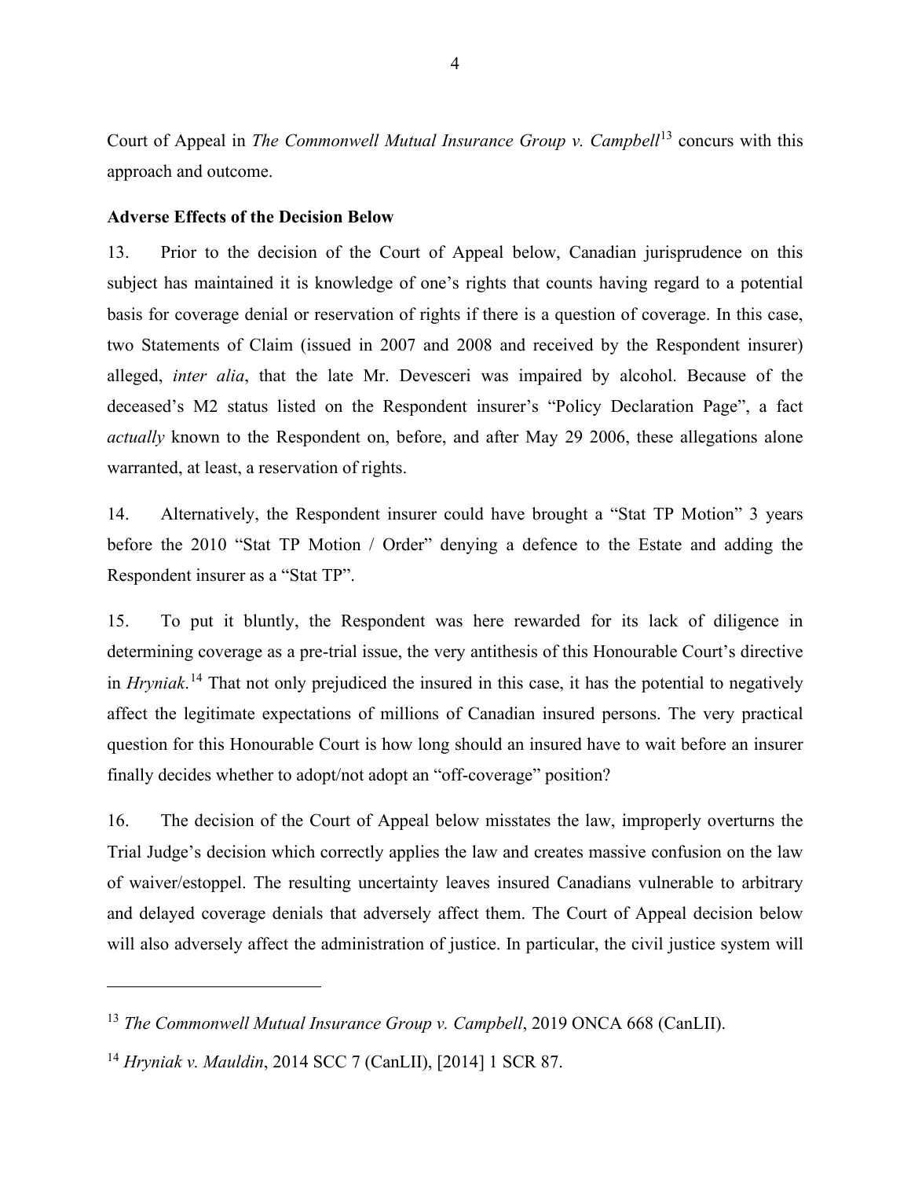Court of Appeal in *The Commonwell Mutual Insurance Group v. Campbell*[13] concurs with this approach and outcome.

**Adverse Effects of the Decision Below**

13. Prior to the decision of the Court of Appeal below, Canadian jurisprudence on this subject has maintained it is knowledge of one's rights that counts having regard to a potential basis for coverage denial or reservation of rights if there is a question of coverage. In this case, two Statements of Claim (issued in 2007 and 2008 and received by the Respondent insurer) alleged, *inter alia*, that the late Mr. Devesceri was impaired by alcohol. Because of the deceased's M2 status listed on the Respondent insurer's "Policy Declaration Page", a fact *actually* known to the Respondent on, before, and after May 29 2006, these allegations alone warranted, at least, a reservation of rights.

14. Alternatively, the Respondent insurer could have brought a "Stat TP Motion" 3 years before the 2010 "Stat TP Motion / Order" denying a defence to the Estate and adding the Respondent insurer as a "Stat TP".

15. To put it bluntly, the Respondent was here rewarded for its lack of diligence in determining coverage as a pre-trial issue, the very antithesis of this Honourable Court's directive in *Hryniak*.[14] That not only prejudiced the insured in this case, it has the potential to negatively affect the legitimate expectations of millions of Canadian insured persons. The very practical question for this Honourable Court is how long should an insured have to wait before an insurer finally decides whether to adopt/not adopt an "off-coverage" position?

16. The decision of the Court of Appeal below misstates the law, improperly overturns the Trial Judge's decision which correctly applies the law and creates massive confusion on the law of waiver/estoppel. The resulting uncertainty leaves insured Canadians vulnerable to arbitrary and delayed coverage denials that adversely affect them. The Court of Appeal decision below will also adversely affect the administration of justice. In particular, the civil justice system will

---

[13] *The Commonwell Mutual Insurance Group v. Campbell*, 2019 ONCA 668 (CanLII).

[14] *Hryniak v. Mauldin*, 2014 SCC 7 (CanLII), [2014] 1 SCR 87.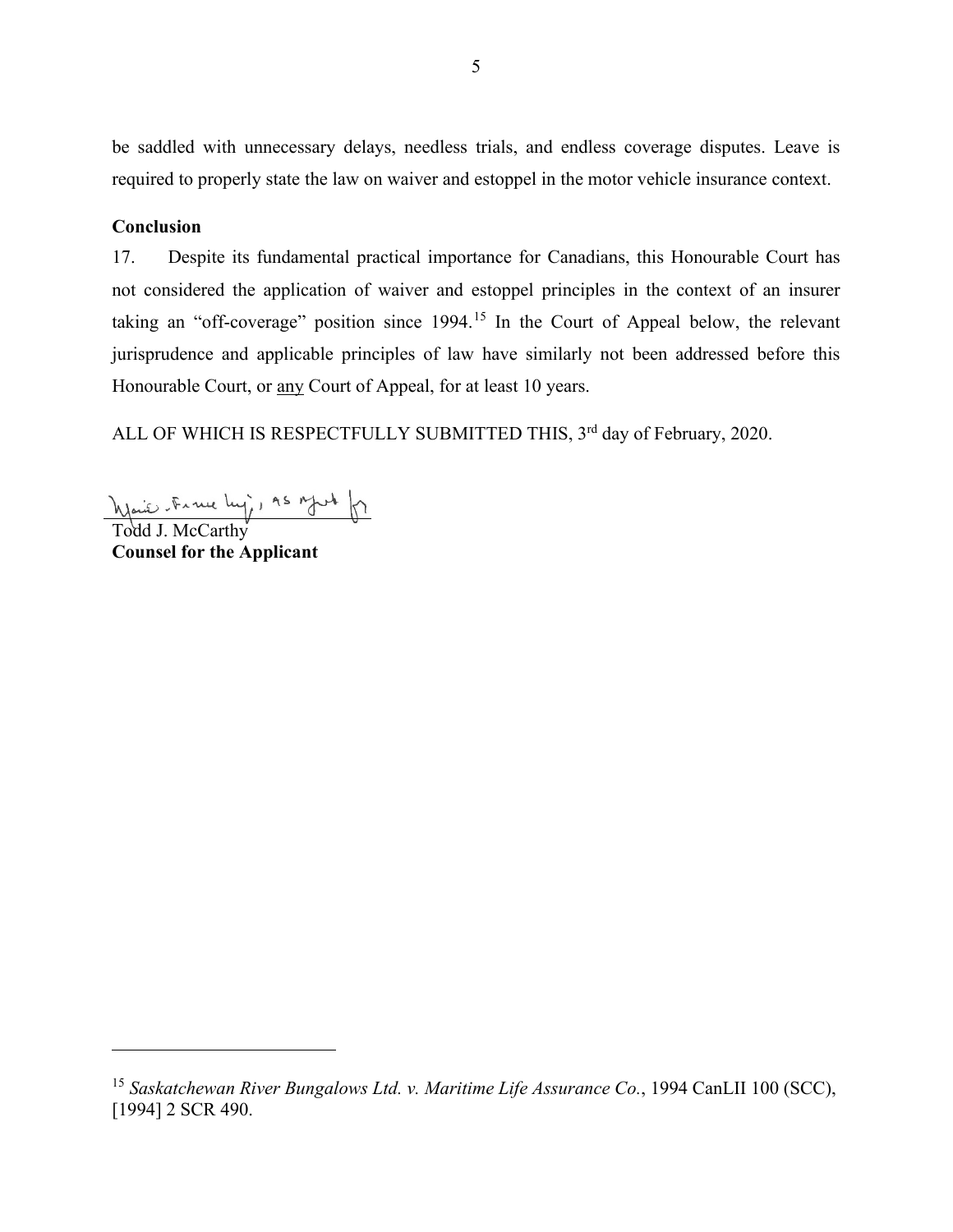be saddled with unnecessary delays, needless trials, and endless coverage disputes. Leave is required to properly state the law on waiver and estoppel in the motor vehicle insurance context.

**Conclusion**

17. Despite its fundamental practical importance for Canadians, this Honourable Court has not considered the application of waiver and estoppel principles in the context of an insurer taking an "off-coverage" position since 1994.[15] In the Court of Appeal below, the relevant jurisprudence and applicable principles of law have similarly not been addressed before this Honourable Court, or <u>any</u> Court of Appeal, for at least 10 years.

ALL OF WHICH IS RESPECTFULLY SUBMITTED THIS, 3rd day of February, 2020.

Marie-France Lizé, as agent for

Todd J. McCarthy
**Counsel for the Applicant**

---

[15] *Saskatchewan River Bungalows Ltd. v. Maritime Life Assurance Co.*, 1994 CanLII 100 (SCC), [1994] 2 SCR 490.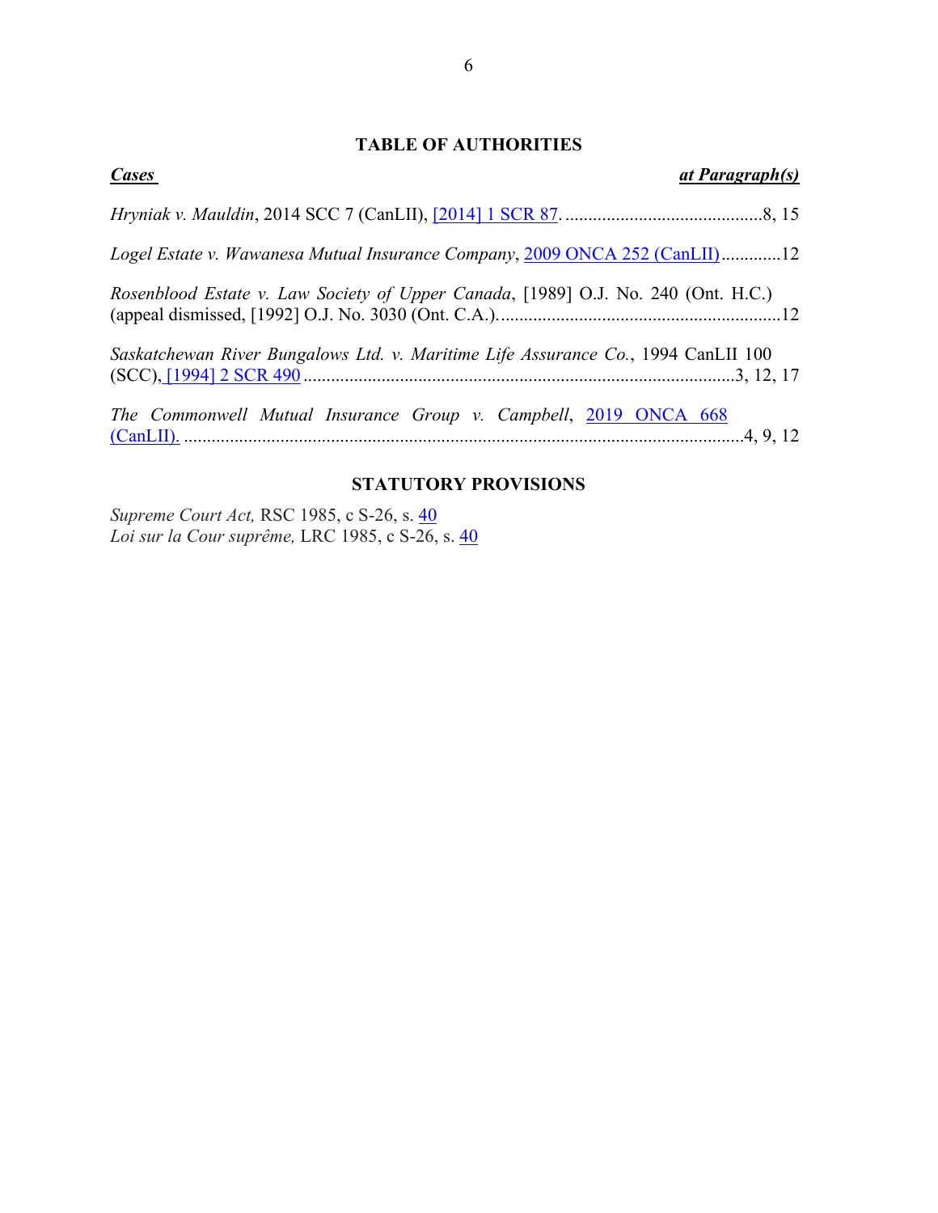## TABLE OF AUTHORITIES

| ***Cases*** | ***at Paragraph(s)*** |
|---|---|
| *Hryniak v. Mauldin*, 2014 SCC 7 (CanLII), [2014] 1 SCR 87. | 8, 15 |
| *Logel Estate v. Wawanesa Mutual Insurance Company*, 2009 ONCA 252 (CanLII) | 12 |
| *Rosenblood Estate v. Law Society of Upper Canada*, [1989] O.J. No. 240 (Ont. H.C.) (appeal dismissed, [1992] O.J. No. 3030 (Ont. C.A.). | 12 |
| *Saskatchewan River Bungalows Ltd. v. Maritime Life Assurance Co.*, 1994 CanLII 100 (SCC), [1994] 2 SCR 490 | 3, 12, 17 |
| *The Commonwell Mutual Insurance Group v. Campbell*, 2019 ONCA 668 (CanLII). | 4, 9, 12 |

## STATUTORY PROVISIONS

*Supreme Court Act,* RSC 1985, c S-26, s. 40
*Loi sur la Cour suprême,* LRC 1985, c S-26, s. 40